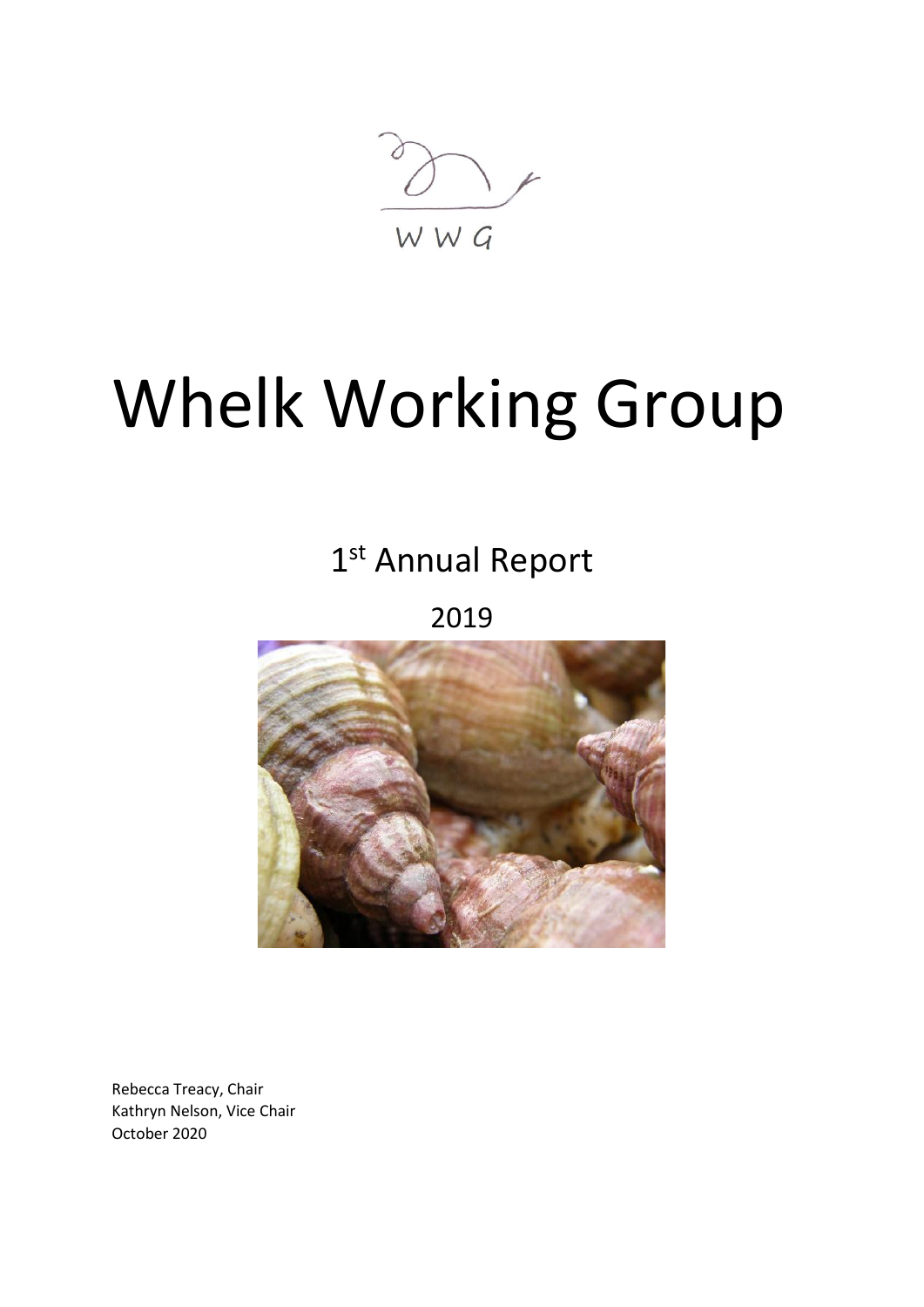WWG

# Whelk Working Group

## 1st Annual Report

## 2019

Rebecca Treacy, Chair
Kathryn Nelson, Vice Chair
October 2020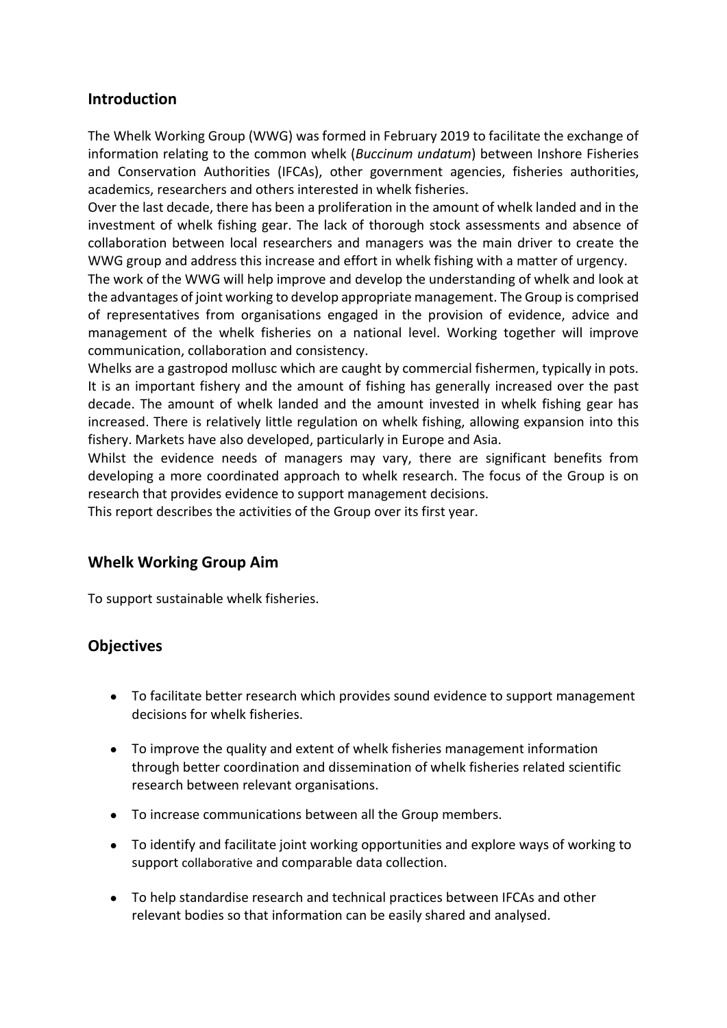## Introduction

The Whelk Working Group (WWG) was formed in February 2019 to facilitate the exchange of information relating to the common whelk (*Buccinum undatum*) between Inshore Fisheries and Conservation Authorities (IFCAs), other government agencies, fisheries authorities, academics, researchers and others interested in whelk fisheries.

Over the last decade, there has been a proliferation in the amount of whelk landed and in the investment of whelk fishing gear. The lack of thorough stock assessments and absence of collaboration between local researchers and managers was the main driver to create the WWG group and address this increase and effort in whelk fishing with a matter of urgency.

The work of the WWG will help improve and develop the understanding of whelk and look at the advantages of joint working to develop appropriate management. The Group is comprised of representatives from organisations engaged in the provision of evidence, advice and management of the whelk fisheries on a national level. Working together will improve communication, collaboration and consistency.

Whelks are a gastropod mollusc which are caught by commercial fishermen, typically in pots. It is an important fishery and the amount of fishing has generally increased over the past decade. The amount of whelk landed and the amount invested in whelk fishing gear has increased. There is relatively little regulation on whelk fishing, allowing expansion into this fishery. Markets have also developed, particularly in Europe and Asia.

Whilst the evidence needs of managers may vary, there are significant benefits from developing a more coordinated approach to whelk research. The focus of the Group is on research that provides evidence to support management decisions.

This report describes the activities of the Group over its first year.

## Whelk Working Group Aim

To support sustainable whelk fisheries.

## Objectives

- To facilitate better research which provides sound evidence to support management decisions for whelk fisheries.
- To improve the quality and extent of whelk fisheries management information through better coordination and dissemination of whelk fisheries related scientific research between relevant organisations.
- To increase communications between all the Group members.
- To identify and facilitate joint working opportunities and explore ways of working to support collaborative and comparable data collection.
- To help standardise research and technical practices between IFCAs and other relevant bodies so that information can be easily shared and analysed.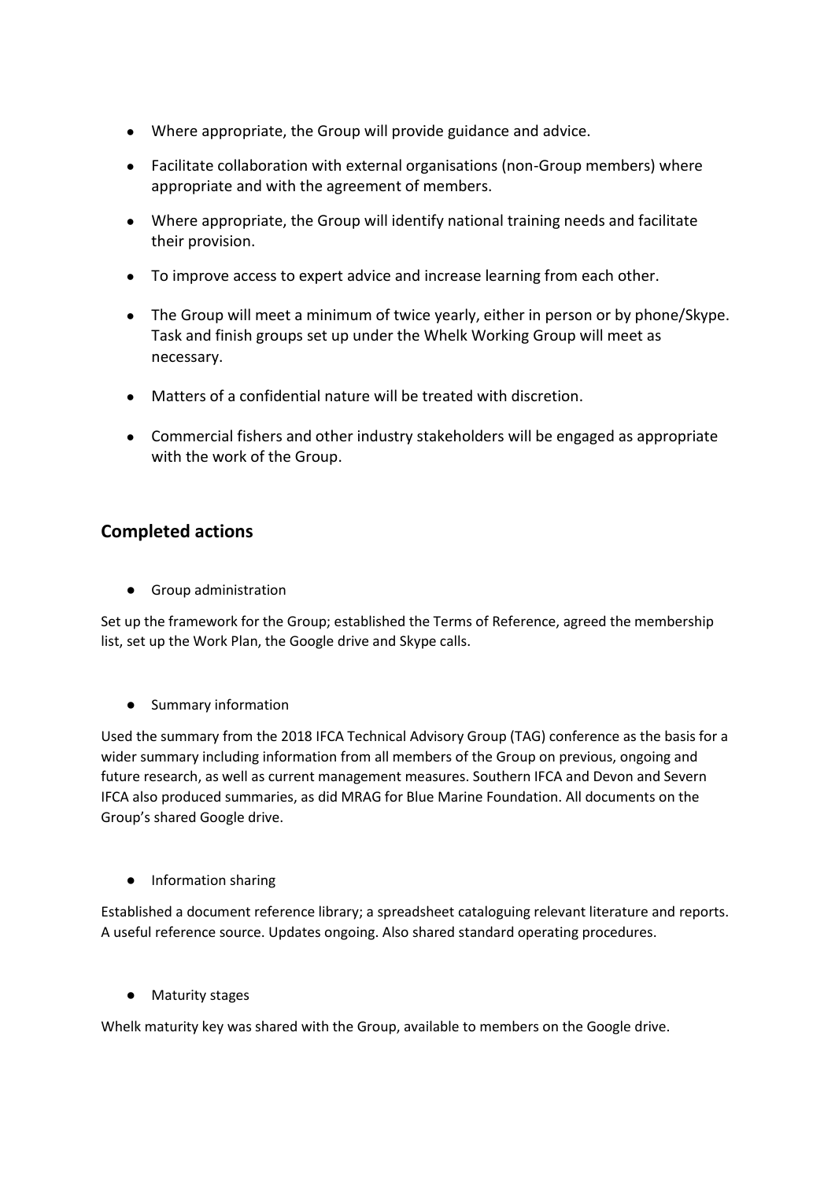- Where appropriate, the Group will provide guidance and advice.
- Facilitate collaboration with external organisations (non-Group members) where appropriate and with the agreement of members.
- Where appropriate, the Group will identify national training needs and facilitate their provision.
- To improve access to expert advice and increase learning from each other.
- The Group will meet a minimum of twice yearly, either in person or by phone/Skype. Task and finish groups set up under the Whelk Working Group will meet as necessary.
- Matters of a confidential nature will be treated with discretion.
- Commercial fishers and other industry stakeholders will be engaged as appropriate with the work of the Group.

## Completed actions

- Group administration

Set up the framework for the Group; established the Terms of Reference, agreed the membership list, set up the Work Plan, the Google drive and Skype calls.

- Summary information

Used the summary from the 2018 IFCA Technical Advisory Group (TAG) conference as the basis for a wider summary including information from all members of the Group on previous, ongoing and future research, as well as current management measures. Southern IFCA and Devon and Severn IFCA also produced summaries, as did MRAG for Blue Marine Foundation. All documents on the Group's shared Google drive.

- Information sharing

Established a document reference library; a spreadsheet cataloguing relevant literature and reports. A useful reference source. Updates ongoing. Also shared standard operating procedures.

- Maturity stages

Whelk maturity key was shared with the Group, available to members on the Google drive.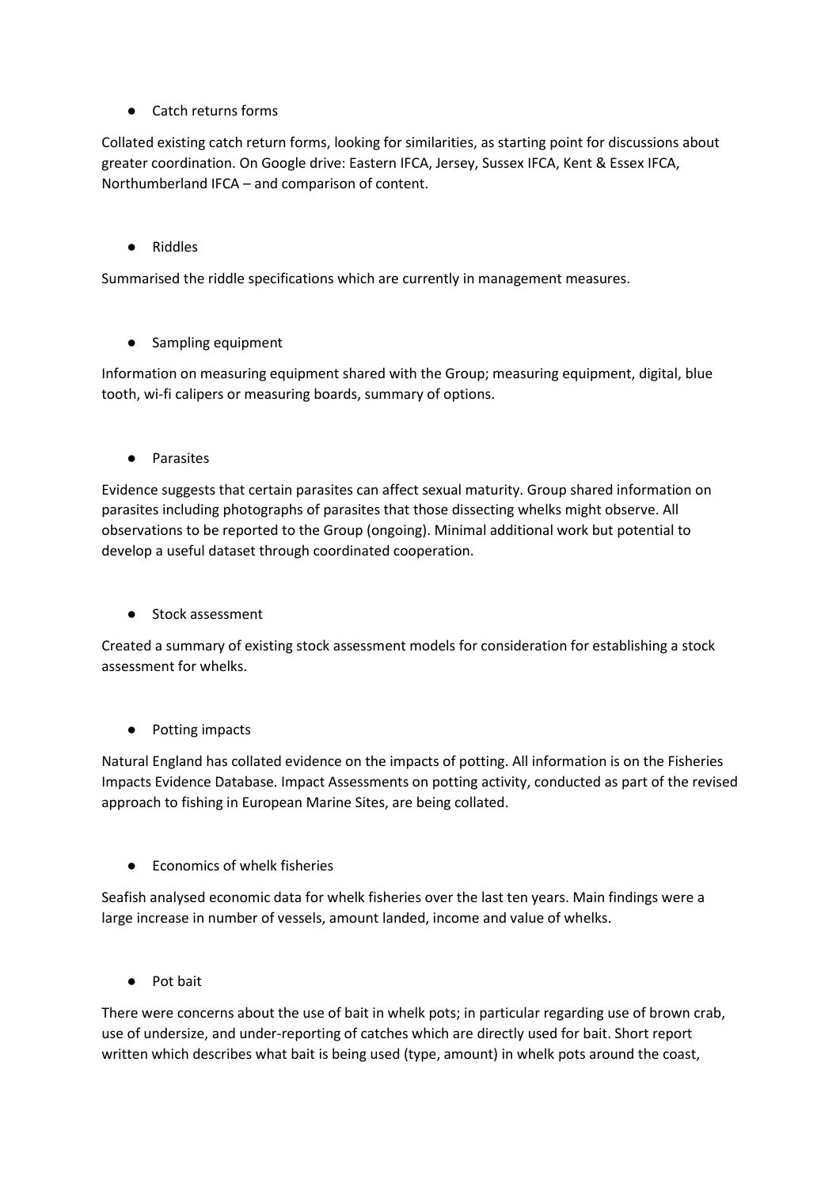- Catch returns forms

Collated existing catch return forms, looking for similarities, as starting point for discussions about greater coordination. On Google drive: Eastern IFCA, Jersey, Sussex IFCA, Kent & Essex IFCA, Northumberland IFCA – and comparison of content.

- Riddles

Summarised the riddle specifications which are currently in management measures.

- Sampling equipment

Information on measuring equipment shared with the Group; measuring equipment, digital, blue tooth, wi-fi calipers or measuring boards, summary of options.

- Parasites

Evidence suggests that certain parasites can affect sexual maturity. Group shared information on parasites including photographs of parasites that those dissecting whelks might observe. All observations to be reported to the Group (ongoing). Minimal additional work but potential to develop a useful dataset through coordinated cooperation.

- Stock assessment

Created a summary of existing stock assessment models for consideration for establishing a stock assessment for whelks.

- Potting impacts

Natural England has collated evidence on the impacts of potting. All information is on the Fisheries Impacts Evidence Database. Impact Assessments on potting activity, conducted as part of the revised approach to fishing in European Marine Sites, are being collated.

- Economics of whelk fisheries

Seafish analysed economic data for whelk fisheries over the last ten years. Main findings were a large increase in number of vessels, amount landed, income and value of whelks.

- Pot bait

There were concerns about the use of bait in whelk pots; in particular regarding use of brown crab, use of undersize, and under-reporting of catches which are directly used for bait. Short report written which describes what bait is being used (type, amount) in whelk pots around the coast,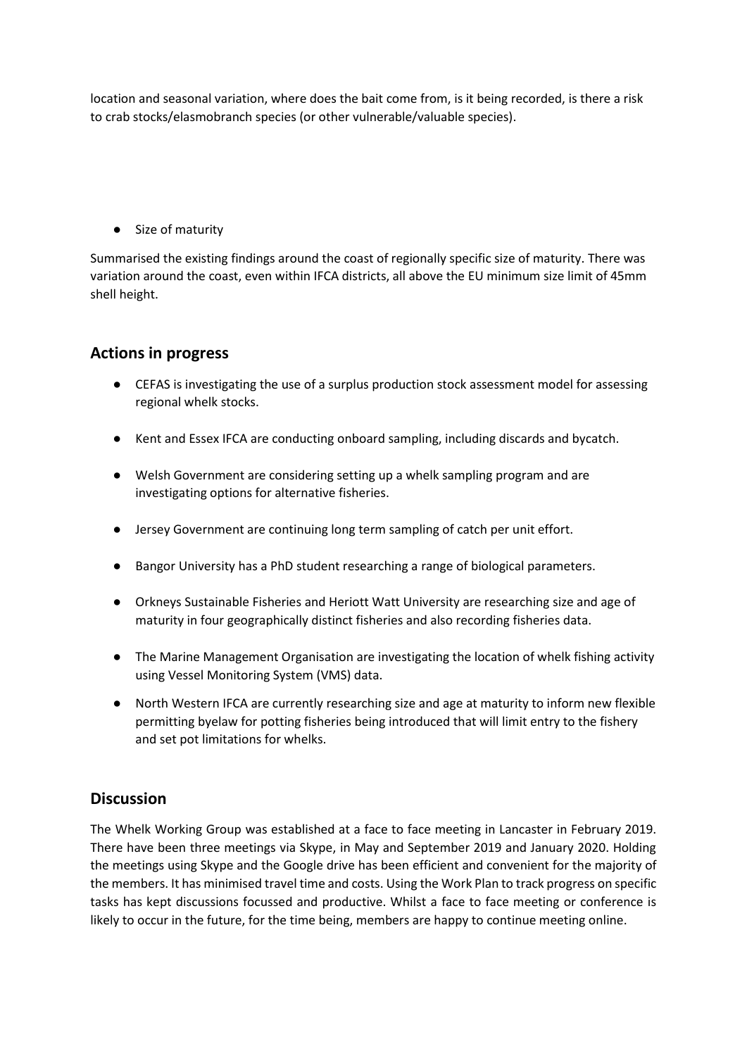location and seasonal variation, where does the bait come from, is it being recorded, is there a risk to crab stocks/elasmobranch species (or other vulnerable/valuable species).

- Size of maturity

Summarised the existing findings around the coast of regionally specific size of maturity. There was variation around the coast, even within IFCA districts, all above the EU minimum size limit of 45mm shell height.

## Actions in progress

- CEFAS is investigating the use of a surplus production stock assessment model for assessing regional whelk stocks.
- Kent and Essex IFCA are conducting onboard sampling, including discards and bycatch.
- Welsh Government are considering setting up a whelk sampling program and are investigating options for alternative fisheries.
- Jersey Government are continuing long term sampling of catch per unit effort.
- Bangor University has a PhD student researching a range of biological parameters.
- Orkneys Sustainable Fisheries and Heriott Watt University are researching size and age of maturity in four geographically distinct fisheries and also recording fisheries data.
- The Marine Management Organisation are investigating the location of whelk fishing activity using Vessel Monitoring System (VMS) data.
- North Western IFCA are currently researching size and age at maturity to inform new flexible permitting byelaw for potting fisheries being introduced that will limit entry to the fishery and set pot limitations for whelks.

## Discussion

The Whelk Working Group was established at a face to face meeting in Lancaster in February 2019. There have been three meetings via Skype, in May and September 2019 and January 2020. Holding the meetings using Skype and the Google drive has been efficient and convenient for the majority of the members. It has minimised travel time and costs. Using the Work Plan to track progress on specific tasks has kept discussions focussed and productive. Whilst a face to face meeting or conference is likely to occur in the future, for the time being, members are happy to continue meeting online.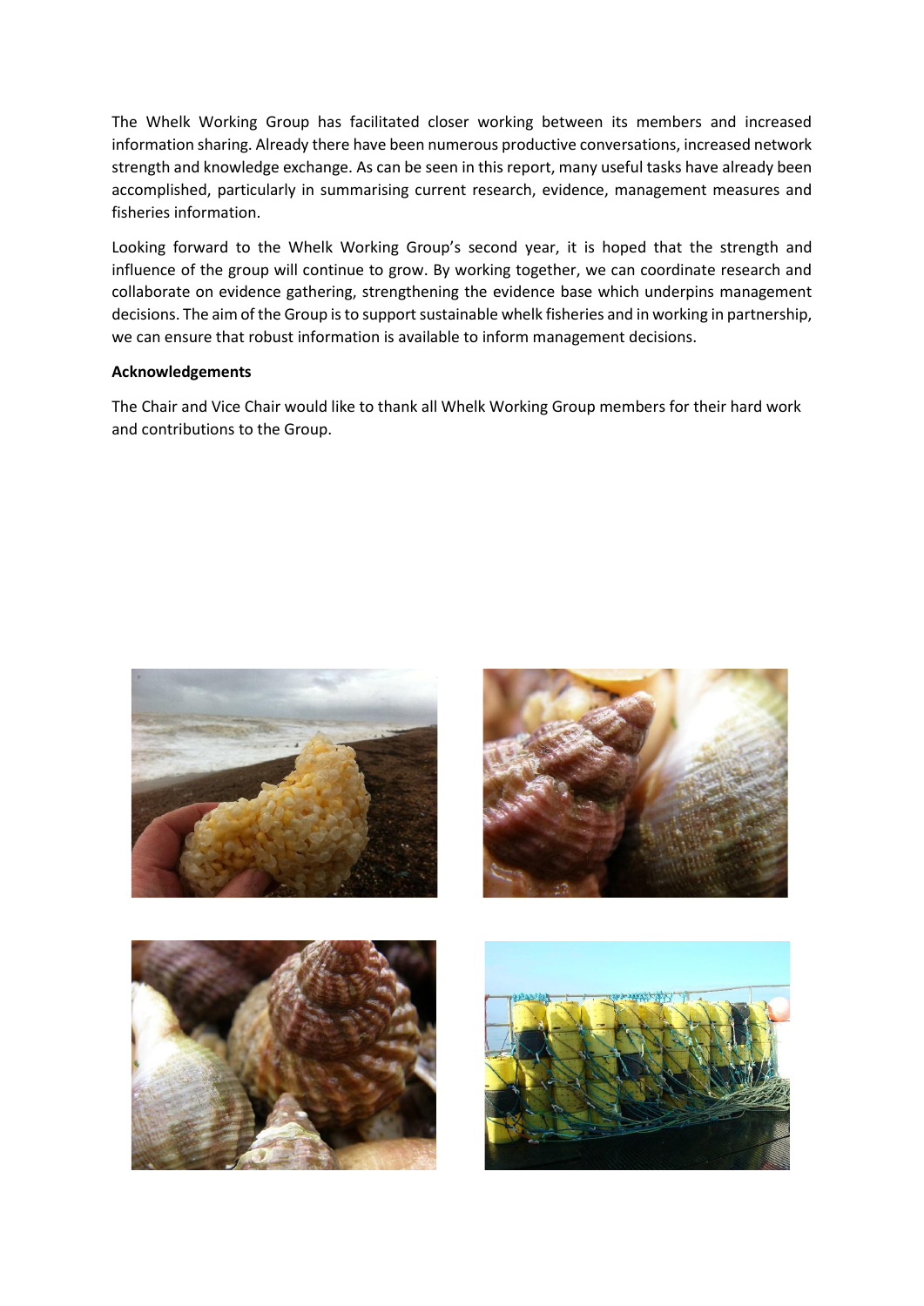The Whelk Working Group has facilitated closer working between its members and increased information sharing. Already there have been numerous productive conversations, increased network strength and knowledge exchange. As can be seen in this report, many useful tasks have already been accomplished, particularly in summarising current research, evidence, management measures and fisheries information.

Looking forward to the Whelk Working Group's second year, it is hoped that the strength and influence of the group will continue to grow. By working together, we can coordinate research and collaborate on evidence gathering, strengthening the evidence base which underpins management decisions. The aim of the Group is to support sustainable whelk fisheries and in working in partnership, we can ensure that robust information is available to inform management decisions.

**Acknowledgements**

The Chair and Vice Chair would like to thank all Whelk Working Group members for their hard work and contributions to the Group.